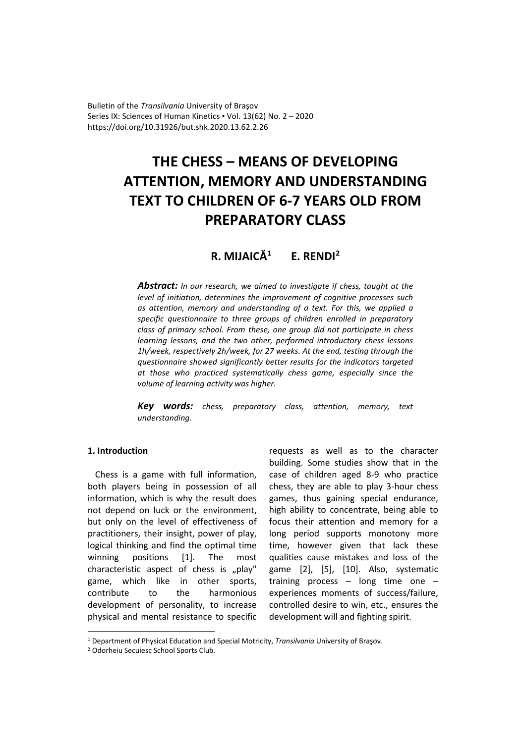Bulletin of the *Transilvania* University of Braşov
Series IX: Sciences of Human Kinetics • Vol. 13(62) No. 2 – 2020
https://doi.org/10.31926/but.shk.2020.13.62.2.26

# THE CHESS – MEANS OF DEVELOPING ATTENTION, MEMORY AND UNDERSTANDING TEXT TO CHILDREN OF 6-7 YEARS OLD FROM PREPARATORY CLASS

**R. MIJAICĂ[1] E. RENDI[2]**

***Abstract:*** *In our research, we aimed to investigate if chess, taught at the level of initiation, determines the improvement of cognitive processes such as attention, memory and understanding of a text. For this, we applied a specific questionnaire to three groups of children enrolled in preparatory class of primary school. From these, one group did not participate in chess learning lessons, and the two other, performed introductory chess lessons 1h/week, respectively 2h/week, for 27 weeks. At the end, testing through the questionnaire showed significantly better results for the indicators targeted at those who practiced systematically chess game, especially since the volume of learning activity was higher.*

***Key words:*** *chess, preparatory class, attention, memory, text understanding.*

## 1. Introduction

Chess is a game with full information, both players being in possession of all information, which is why the result does not depend on luck or the environment, but only on the level of effectiveness of practitioners, their insight, power of play, logical thinking and find the optimal time winning positions [1]. The most characteristic aspect of chess is „play" game, which like in other sports, contribute to the harmonious development of personality, to increase physical and mental resistance to specific requests as well as to the character building. Some studies show that in the case of children aged 8-9 who practice chess, they are able to play 3-hour chess games, thus gaining special endurance, high ability to concentrate, being able to focus their attention and memory for a long period supports monotony more time, however given that lack these qualities cause mistakes and loss of the game [2], [5], [10]. Also, systematic training process – long time one – experiences moments of success/failure, controlled desire to win, etc., ensures the development will and fighting spirit.

[1] Department of Physical Education and Special Motricity, *Transilvania* University of Braşov.
[2] Odorheiu Secuiesc School Sports Club.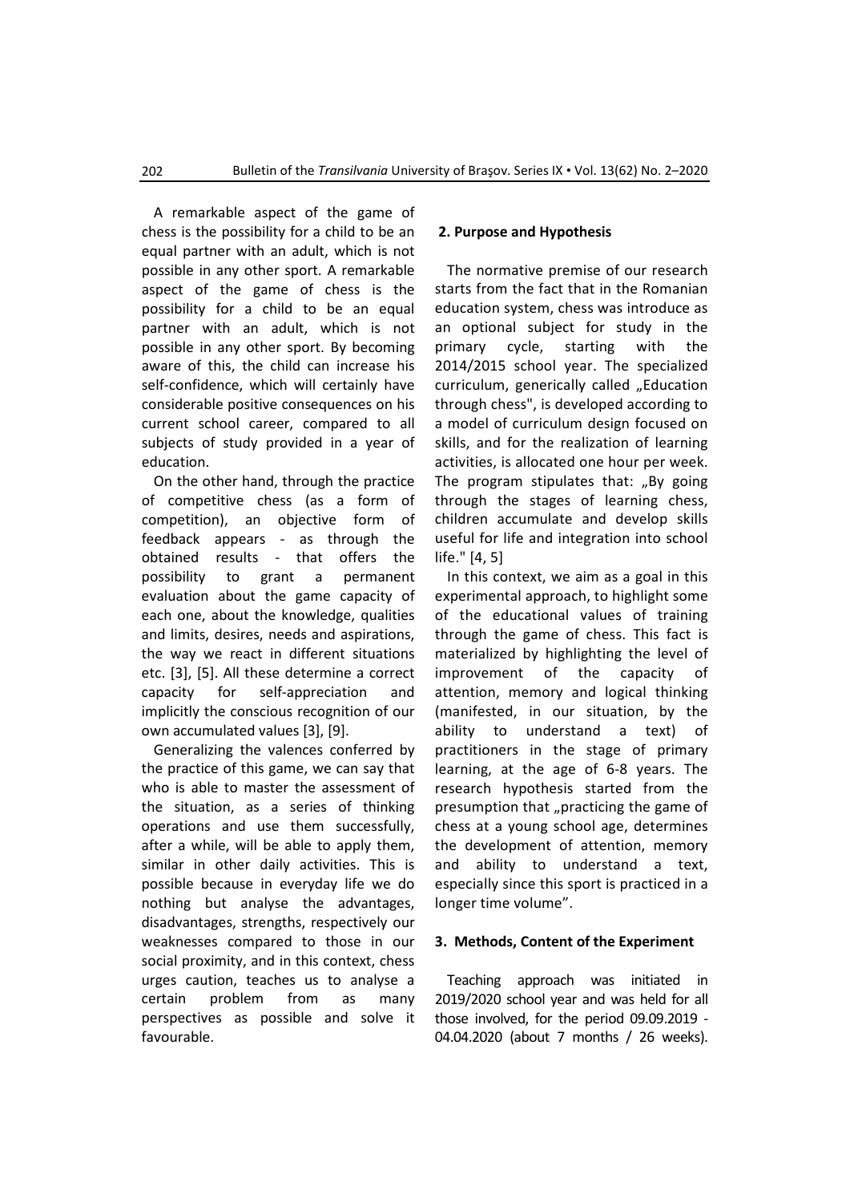A remarkable aspect of the game of chess is the possibility for a child to be an equal partner with an adult, which is not possible in any other sport. A remarkable aspect of the game of chess is the possibility for a child to be an equal partner with an adult, which is not possible in any other sport. By becoming aware of this, the child can increase his self-confidence, which will certainly have considerable positive consequences on his current school career, compared to all subjects of study provided in a year of education.

On the other hand, through the practice of competitive chess (as a form of competition), an objective form of feedback appears - as through the obtained results - that offers the possibility to grant a permanent evaluation about the game capacity of each one, about the knowledge, qualities and limits, desires, needs and aspirations, the way we react in different situations etc. [3], [5]. All these determine a correct capacity for self-appreciation and implicitly the conscious recognition of our own accumulated values [3], [9].

Generalizing the valences conferred by the practice of this game, we can say that who is able to master the assessment of the situation, as a series of thinking operations and use them successfully, after a while, will be able to apply them, similar in other daily activities. This is possible because in everyday life we do nothing but analyse the advantages, disadvantages, strengths, respectively our weaknesses compared to those in our social proximity, and in this context, chess urges caution, teaches us to analyse a certain problem from as many perspectives as possible and solve it favourable.

## 2. Purpose and Hypothesis

The normative premise of our research starts from the fact that in the Romanian education system, chess was introduce as an optional subject for study in the primary cycle, starting with the 2014/2015 school year. The specialized curriculum, generically called „Education through chess", is developed according to a model of curriculum design focused on skills, and for the realization of learning activities, is allocated one hour per week. The program stipulates that: „By going through the stages of learning chess, children accumulate and develop skills useful for life and integration into school life." [4, 5]

In this context, we aim as a goal in this experimental approach, to highlight some of the educational values of training through the game of chess. This fact is materialized by highlighting the level of improvement of the capacity of attention, memory and logical thinking (manifested, in our situation, by the ability to understand a text) of practitioners in the stage of primary learning, at the age of 6-8 years. The research hypothesis started from the presumption that „practicing the game of chess at a young school age, determines the development of attention, memory and ability to understand a text, especially since this sport is practiced in a longer time volume".

## 3. Methods, Content of the Experiment

Teaching approach was initiated in 2019/2020 school year and was held for all those involved, for the period 09.09.2019 - 04.04.2020 (about 7 months / 26 weeks).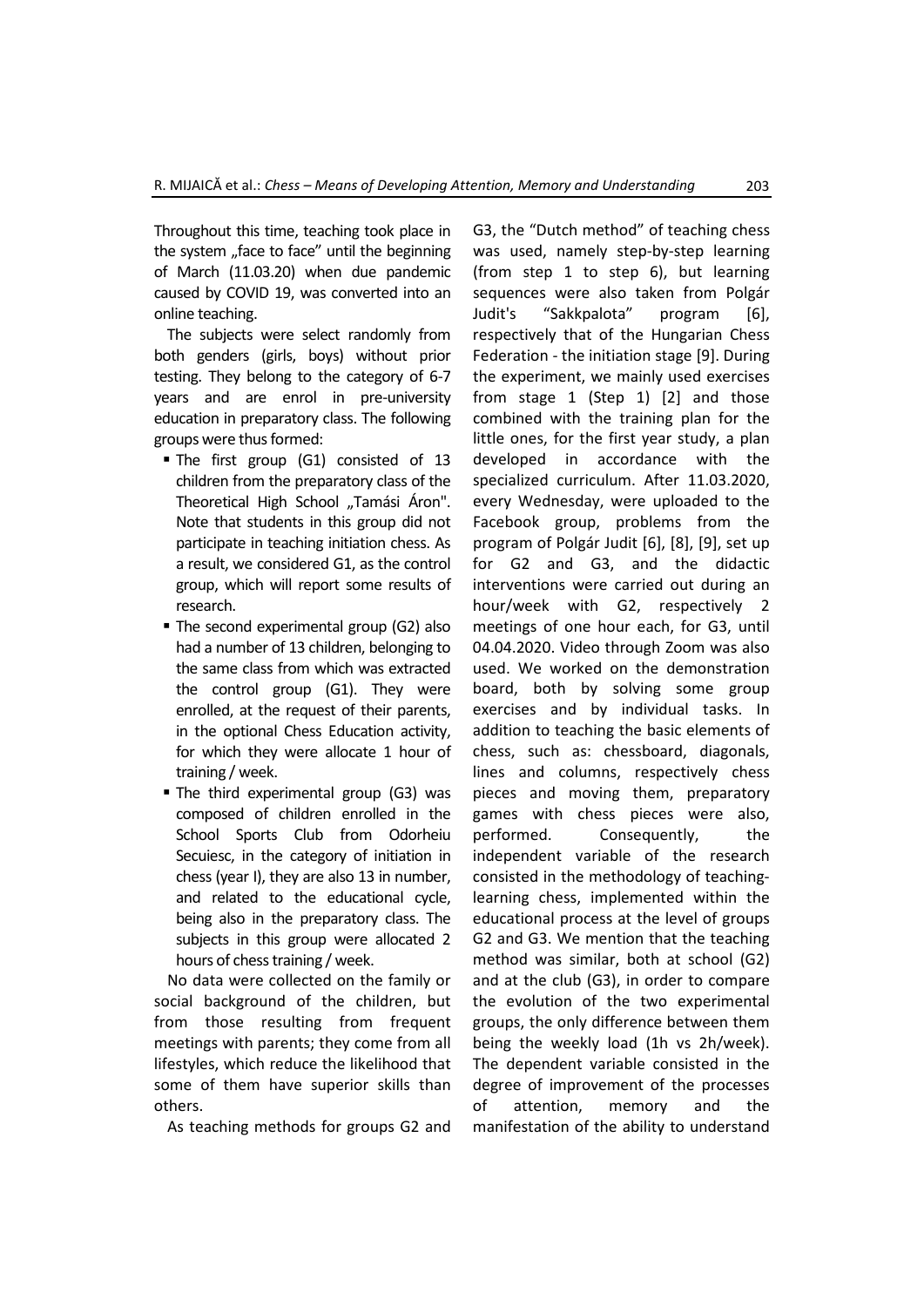Throughout this time, teaching took place in the system „face to face" until the beginning of March (11.03.20) when due pandemic caused by COVID 19, was converted into an online teaching.

The subjects were select randomly from both genders (girls, boys) without prior testing. They belong to the category of 6-7 years and are enrol in pre-university education in preparatory class. The following groups were thus formed:

- The first group (G1) consisted of 13 children from the preparatory class of the Theoretical High School „Tamási Áron". Note that students in this group did not participate in teaching initiation chess. As a result, we considered G1, as the control group, which will report some results of research.
- The second experimental group (G2) also had a number of 13 children, belonging to the same class from which was extracted the control group (G1). They were enrolled, at the request of their parents, in the optional Chess Education activity, for which they were allocate 1 hour of training / week.
- The third experimental group (G3) was composed of children enrolled in the School Sports Club from Odorheiu Secuiesc, in the category of initiation in chess (year I), they are also 13 in number, and related to the educational cycle, being also in the preparatory class. The subjects in this group were allocated 2 hours of chess training / week.

No data were collected on the family or social background of the children, but from those resulting from frequent meetings with parents; they come from all lifestyles, which reduce the likelihood that some of them have superior skills than others.

As teaching methods for groups G2 and G3, the "Dutch method" of teaching chess was used, namely step-by-step learning (from step 1 to step 6), but learning sequences were also taken from Polgár Judit's "Sakkpalota" program [6], respectively that of the Hungarian Chess Federation - the initiation stage [9]. During the experiment, we mainly used exercises from stage 1 (Step 1) [2] and those combined with the training plan for the little ones, for the first year study, a plan developed in accordance with the specialized curriculum. After 11.03.2020, every Wednesday, were uploaded to the Facebook group, problems from the program of Polgár Judit [6], [8], [9], set up for G2 and G3, and the didactic interventions were carried out during an hour/week with G2, respectively 2 meetings of one hour each, for G3, until 04.04.2020. Video through Zoom was also used. We worked on the demonstration board, both by solving some group exercises and by individual tasks. In addition to teaching the basic elements of chess, such as: chessboard, diagonals, lines and columns, respectively chess pieces and moving them, preparatory games with chess pieces were also, performed. Consequently, the independent variable of the research consisted in the methodology of teaching-learning chess, implemented within the educational process at the level of groups G2 and G3. We mention that the teaching method was similar, both at school (G2) and at the club (G3), in order to compare the evolution of the two experimental groups, the only difference between them being the weekly load (1h vs 2h/week). The dependent variable consisted in the degree of improvement of the processes of attention, memory and the manifestation of the ability to understand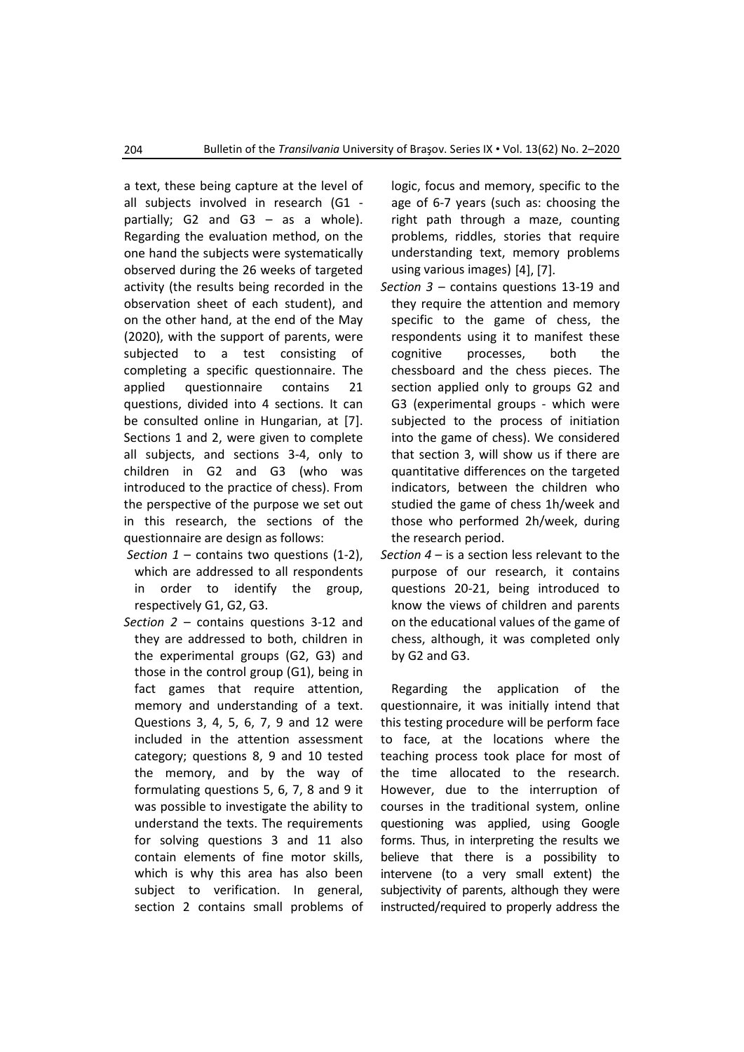a text, these being capture at the level of all subjects involved in research (G1 - partially; G2 and G3 – as a whole). Regarding the evaluation method, on the one hand the subjects were systematically observed during the 26 weeks of targeted activity (the results being recorded in the observation sheet of each student), and on the other hand, at the end of the May (2020), with the support of parents, were subjected to a test consisting of completing a specific questionnaire. The applied questionnaire contains 21 questions, divided into 4 sections. It can be consulted online in Hungarian, at [7]. Sections 1 and 2, were given to complete all subjects, and sections 3-4, only to children in G2 and G3 (who was introduced to the practice of chess). From the perspective of the purpose we set out in this research, the sections of the questionnaire are design as follows:

- *Section 1* – contains two questions (1-2), which are addressed to all respondents in order to identify the group, respectively G1, G2, G3.
- *Section 2* – contains questions 3-12 and they are addressed to both, children in the experimental groups (G2, G3) and those in the control group (G1), being in fact games that require attention, memory and understanding of a text. Questions 3, 4, 5, 6, 7, 9 and 12 were included in the attention assessment category; questions 8, 9 and 10 tested the memory, and by the way of formulating questions 5, 6, 7, 8 and 9 it was possible to investigate the ability to understand the texts. The requirements for solving questions 3 and 11 also contain elements of fine motor skills, which is why this area has also been subject to verification. In general, section 2 contains small problems of logic, focus and memory, specific to the age of 6-7 years (such as: choosing the right path through a maze, counting problems, riddles, stories that require understanding text, memory problems using various images) [4], [7].
- *Section 3* – contains questions 13-19 and they require the attention and memory specific to the game of chess, the respondents using it to manifest these cognitive processes, both the chessboard and the chess pieces. The section applied only to groups G2 and G3 (experimental groups - which were subjected to the process of initiation into the game of chess). We considered that section 3, will show us if there are quantitative differences on the targeted indicators, between the children who studied the game of chess 1h/week and those who performed 2h/week, during the research period.
- *Section 4* – is a section less relevant to the purpose of our research, it contains questions 20-21, being introduced to know the views of children and parents on the educational values of the game of chess, although, it was completed only by G2 and G3.

Regarding the application of the questionnaire, it was initially intend that this testing procedure will be perform face to face, at the locations where the teaching process took place for most of the time allocated to the research. However, due to the interruption of courses in the traditional system, online questioning was applied, using Google forms. Thus, in interpreting the results we believe that there is a possibility to intervene (to a very small extent) the subjectivity of parents, although they were instructed/required to properly address the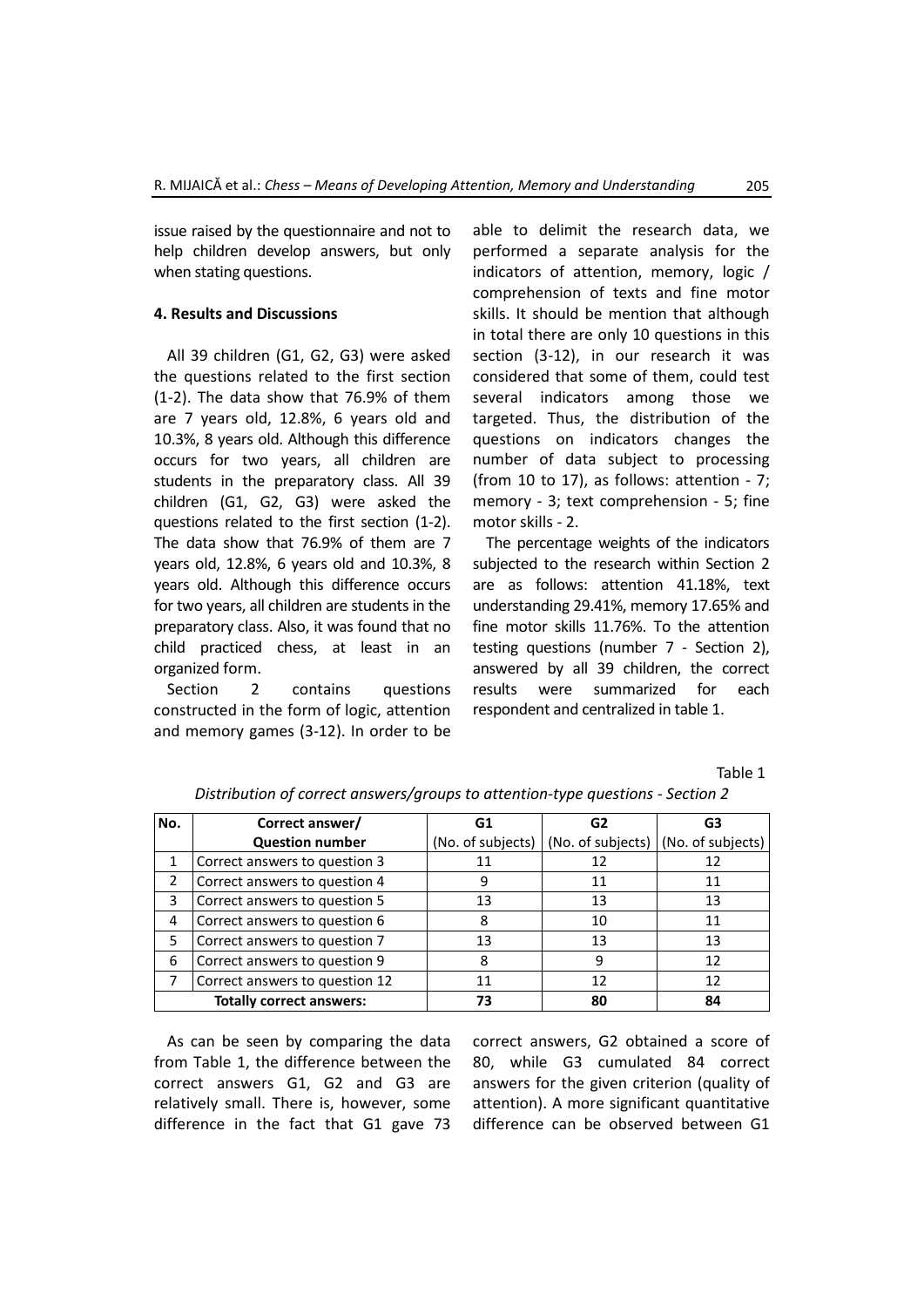issue raised by the questionnaire and not to help children develop answers, but only when stating questions.

## 4. Results and Discussions

All 39 children (G1, G2, G3) were asked the questions related to the first section (1-2). The data show that 76.9% of them are 7 years old, 12.8%, 6 years old and 10.3%, 8 years old. Although this difference occurs for two years, all children are students in the preparatory class. All 39 children (G1, G2, G3) were asked the questions related to the first section (1-2). The data show that 76.9% of them are 7 years old, 12.8%, 6 years old and 10.3%, 8 years old. Although this difference occurs for two years, all children are students in the preparatory class. Also, it was found that no child practiced chess, at least in an organized form.

Section 2 contains questions constructed in the form of logic, attention and memory games (3-12). In order to be able to delimit the research data, we performed a separate analysis for the indicators of attention, memory, logic / comprehension of texts and fine motor skills. It should be mention that although in total there are only 10 questions in this section (3-12), in our research it was considered that some of them, could test several indicators among those we targeted. Thus, the distribution of the questions on indicators changes the number of data subject to processing (from 10 to 17), as follows: attention - 7; memory - 3; text comprehension - 5; fine motor skills - 2.

The percentage weights of the indicators subjected to the research within Section 2 are as follows: attention 41.18%, text understanding 29.41%, memory 17.65% and fine motor skills 11.76%. To the attention testing questions (number 7 - Section 2), answered by all 39 children, the correct results were summarized for each respondent and centralized in table 1.

Table 1

*Distribution of correct answers/groups to attention-type questions - Section 2*

| No. | Correct answer/ Question number | G1 (No. of subjects) | G2 (No. of subjects) | G3 (No. of subjects) |
|---|---|---|---|---|
| 1 | Correct answers to question 3 | 11 | 12 | 12 |
| 2 | Correct answers to question 4 | 9 | 11 | 11 |
| 3 | Correct answers to question 5 | 13 | 13 | 13 |
| 4 | Correct answers to question 6 | 8 | 10 | 11 |
| 5 | Correct answers to question 7 | 13 | 13 | 13 |
| 6 | Correct answers to question 9 | 8 | 9 | 12 |
| 7 | Correct answers to question 12 | 11 | 12 | 12 |
| **Totally correct answers:** | | **73** | **80** | **84** |

As can be seen by comparing the data from Table 1, the difference between the correct answers G1, G2 and G3 are relatively small. There is, however, some difference in the fact that G1 gave 73 correct answers, G2 obtained a score of 80, while G3 cumulated 84 correct answers for the given criterion (quality of attention). A more significant quantitative difference can be observed between G1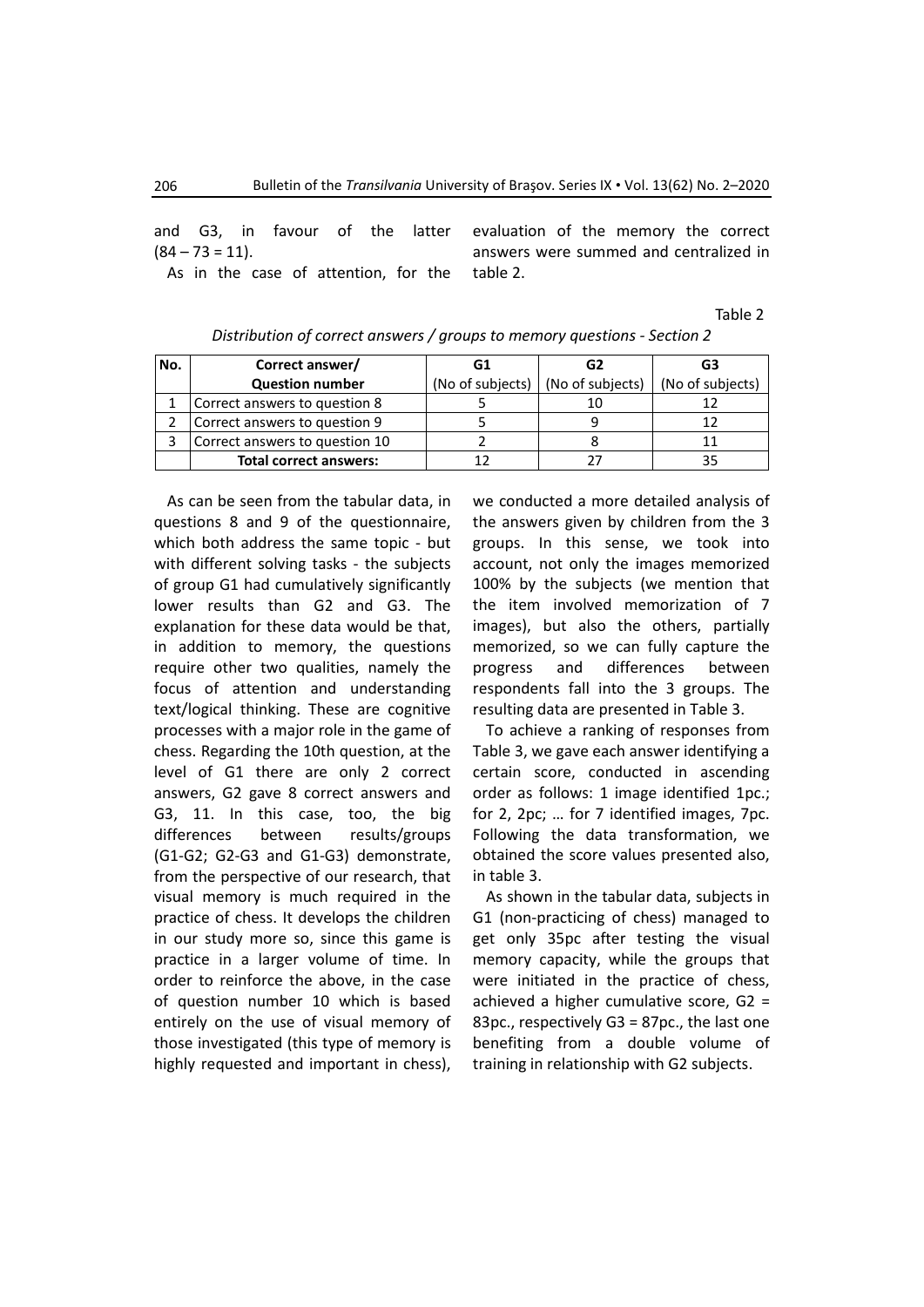and G3, in favour of the latter (84 – 73 = 11).

As in the case of attention, for the evaluation of the memory the correct answers were summed and centralized in table 2.

Table 2

*Distribution of correct answers / groups to memory questions - Section 2*

| No. | Correct answer/ Question number | G1 (No of subjects) | G2 (No of subjects) | G3 (No of subjects) |
|---|---|---|---|---|
| 1 | Correct answers to question 8 | 5 | 10 | 12 |
| 2 | Correct answers to question 9 | 5 | 9 | 12 |
| 3 | Correct answers to question 10 | 2 | 8 | 11 |
| | **Total correct answers:** | 12 | 27 | 35 |

As can be seen from the tabular data, in questions 8 and 9 of the questionnaire, which both address the same topic - but with different solving tasks - the subjects of group G1 had cumulatively significantly lower results than G2 and G3. The explanation for these data would be that, in addition to memory, the questions require other two qualities, namely the focus of attention and understanding text/logical thinking. These are cognitive processes with a major role in the game of chess. Regarding the 10th question, at the level of G1 there are only 2 correct answers, G2 gave 8 correct answers and G3, 11. In this case, too, the big differences between results/groups (G1-G2; G2-G3 and G1-G3) demonstrate, from the perspective of our research, that visual memory is much required in the practice of chess. It develops the children in our study more so, since this game is practice in a larger volume of time. In order to reinforce the above, in the case of question number 10 which is based entirely on the use of visual memory of those investigated (this type of memory is highly requested and important in chess), we conducted a more detailed analysis of the answers given by children from the 3 groups. In this sense, we took into account, not only the images memorized 100% by the subjects (we mention that the item involved memorization of 7 images), but also the others, partially memorized, so we can fully capture the progress and differences between respondents fall into the 3 groups. The resulting data are presented in Table 3.

To achieve a ranking of responses from Table 3, we gave each answer identifying a certain score, conducted in ascending order as follows: 1 image identified 1pc.; for 2, 2pc; … for 7 identified images, 7pc. Following the data transformation, we obtained the score values presented also, in table 3.

As shown in the tabular data, subjects in G1 (non-practicing of chess) managed to get only 35pc after testing the visual memory capacity, while the groups that were initiated in the practice of chess, achieved a higher cumulative score, G2 = 83pc., respectively G3 = 87pc., the last one benefiting from a double volume of training in relationship with G2 subjects.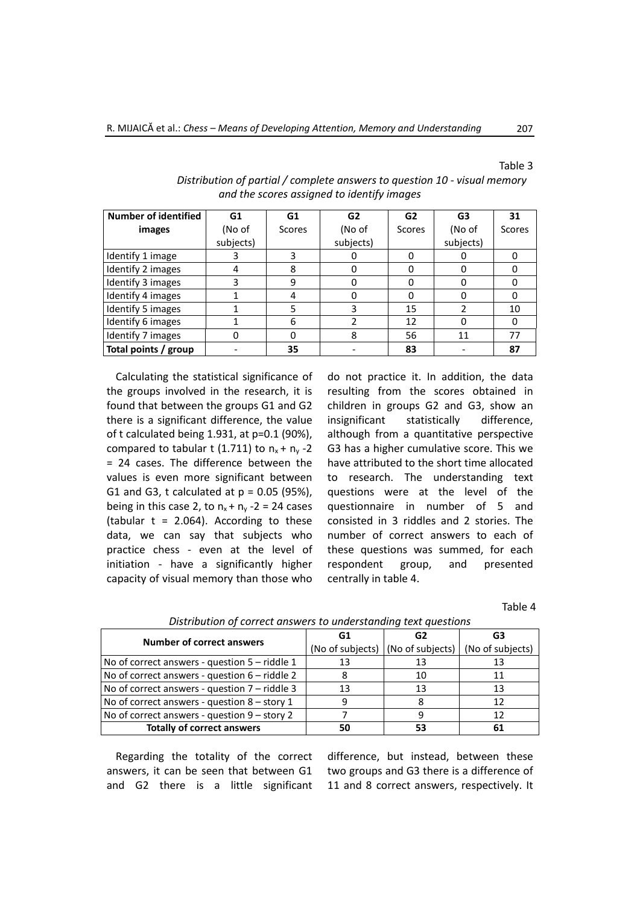Table 3

*Distribution of partial / complete answers to question 10 - visual memory and the scores assigned to identify images*

| Number of identified images | G1 (No of subjects) | G1 Scores | G2 (No of subjects) | G2 Scores | G3 (No of subjects) | 31 Scores |
|---|---|---|---|---|---|---|
| Identify 1 image | 3 | 3 | 0 | 0 | 0 | 0 |
| Identify 2 images | 4 | 8 | 0 | 0 | 0 | 0 |
| Identify 3 images | 3 | 9 | 0 | 0 | 0 | 0 |
| Identify 4 images | 1 | 4 | 0 | 0 | 0 | 0 |
| Identify 5 images | 1 | 5 | 3 | 15 | 2 | 10 |
| Identify 6 images | 1 | 6 | 2 | 12 | 0 | 0 |
| Identify 7 images | 0 | 0 | 8 | 56 | 11 | 77 |
| **Total points / group** | - | **35** | - | **83** | - | **87** |

Calculating the statistical significance of the groups involved in the research, it is found that between the groups G1 and G2 there is a significant difference, the value of t calculated being 1.931, at p=0.1 (90%), compared to tabular t (1.711) to $n_x + n_y$ -2 = 24 cases. The difference between the values is even more significant between G1 and G3, t calculated at p = 0.05 (95%), being in this case 2, to $n_x + n_y$ -2 = 24 cases (tabular t = 2.064). According to these data, we can say that subjects who practice chess - even at the level of initiation - have a significantly higher capacity of visual memory than those who do not practice it. In addition, the data resulting from the scores obtained in children in groups G2 and G3, show an insignificant statistically difference, although from a quantitative perspective G3 has a higher cumulative score. This we have attributed to the short time allocated to research. The understanding text questions were at the level of the questionnaire in number of 5 and consisted in 3 riddles and 2 stories. The number of correct answers to each of these questions was summed, for each respondent group, and presented centrally in table 4.

Table 4

*Distribution of correct answers to understanding text questions*

| Number of correct answers | G1 (No of subjects) | G2 (No of subjects) | G3 (No of subjects) |
|---|---|---|---|
| No of correct answers - question 5 – riddle 1 | 13 | 13 | 13 |
| No of correct answers - question 6 – riddle 2 | 8 | 10 | 11 |
| No of correct answers - question 7 – riddle 3 | 13 | 13 | 13 |
| No of correct answers - question 8 – story 1 | 9 | 8 | 12 |
| No of correct answers - question 9 – story 2 | 7 | 9 | 12 |
| **Totally of correct answers** | **50** | **53** | **61** |

Regarding the totality of the correct answers, it can be seen that between G1 and G2 there is a little significant difference, but instead, between these two groups and G3 there is a difference of 11 and 8 correct answers, respectively. It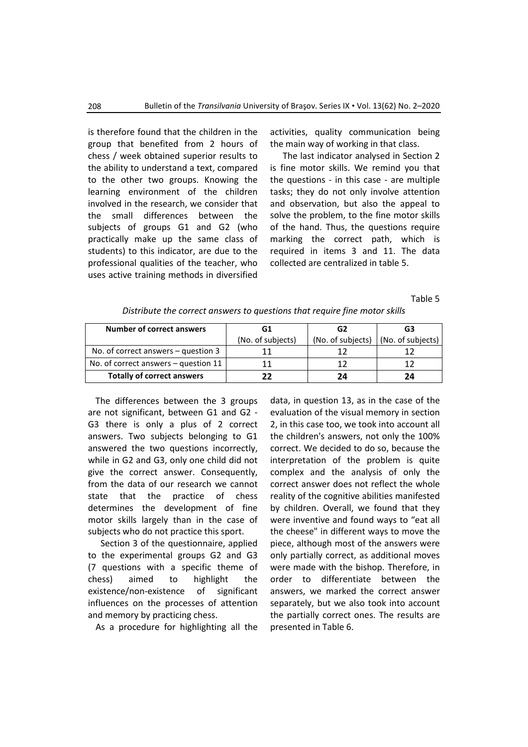is therefore found that the children in the group that benefited from 2 hours of chess / week obtained superior results to the ability to understand a text, compared to the other two groups. Knowing the learning environment of the children involved in the research, we consider that the small differences between the subjects of groups G1 and G2 (who practically make up the same class of students) to this indicator, are due to the professional qualities of the teacher, who uses active training methods in diversified activities, quality communication being the main way of working in that class.

The last indicator analysed in Section 2 is fine motor skills. We remind you that the questions - in this case - are multiple tasks; they do not only involve attention and observation, but also the appeal to solve the problem, to the fine motor skills of the hand. Thus, the questions require marking the correct path, which is required in items 3 and 11. The data collected are centralized in table 5.

Table 5

*Distribute the correct answers to questions that require fine motor skills*

| **Number of correct answers** | **G1** (No. of subjects) | **G2** (No. of subjects) | **G3** (No. of subjects) |
|---|---|---|---|
| No. of correct answers – question 3 | 11 | 12 | 12 |
| No. of correct answers – question 11 | 11 | 12 | 12 |
| **Totally of correct answers** | **22** | **24** | **24** |

The differences between the 3 groups are not significant, between G1 and G2 - G3 there is only a plus of 2 correct answers. Two subjects belonging to G1 answered the two questions incorrectly, while in G2 and G3, only one child did not give the correct answer. Consequently, from the data of our research we cannot state that the practice of chess determines the development of fine motor skills largely than in the case of subjects who do not practice this sport.

Section 3 of the questionnaire, applied to the experimental groups G2 and G3 (7 questions with a specific theme of chess) aimed to highlight the existence/non-existence of significant influences on the processes of attention and memory by practicing chess.

As a procedure for highlighting all the data, in question 13, as in the case of the evaluation of the visual memory in section 2, in this case too, we took into account all the children's answers, not only the 100% correct. We decided to do so, because the interpretation of the problem is quite complex and the analysis of only the correct answer does not reflect the whole reality of the cognitive abilities manifested by children. Overall, we found that they were inventive and found ways to "eat all the cheese" in different ways to move the piece, although most of the answers were only partially correct, as additional moves were made with the bishop. Therefore, in order to differentiate between the answers, we marked the correct answer separately, but we also took into account the partially correct ones. The results are presented in Table 6.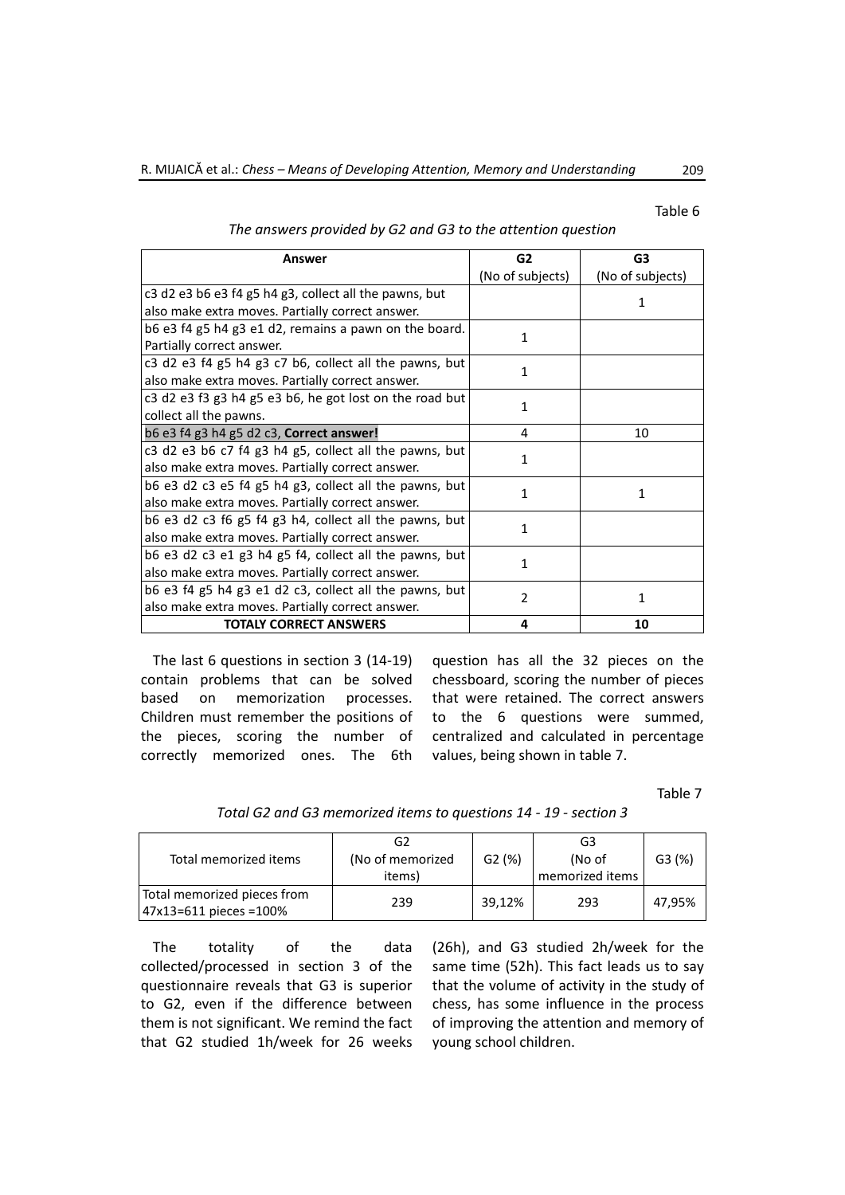Table 6

*The answers provided by G2 and G3 to the attention question*

| Answer | G2 (No of subjects) | G3 (No of subjects) |
|---|---|---|
| c3 d2 e3 b6 e3 f4 g5 h4 g3, collect all the pawns, but also make extra moves. Partially correct answer. | | 1 |
| b6 e3 f4 g5 h4 g3 e1 d2, remains a pawn on the board. Partially correct answer. | 1 | |
| c3 d2 e3 f4 g5 h4 g3 c7 b6, collect all the pawns, but also make extra moves. Partially correct answer. | 1 | |
| c3 d2 e3 f3 g3 h4 g5 e3 b6, he got lost on the road but collect all the pawns. | 1 | |
| b6 e3 f4 g3 h4 g5 d2 c3, **Correct answer!** | 4 | 10 |
| c3 d2 e3 b6 c7 f4 g3 h4 g5, collect all the pawns, but also make extra moves. Partially correct answer. | 1 | |
| b6 e3 d2 c3 e5 f4 g5 h4 g3, collect all the pawns, but also make extra moves. Partially correct answer. | 1 | 1 |
| b6 e3 d2 c3 f6 g5 f4 g3 h4, collect all the pawns, but also make extra moves. Partially correct answer. | 1 | |
| b6 e3 d2 c3 e1 g3 h4 g5 f4, collect all the pawns, but also make extra moves. Partially correct answer. | 1 | |
| b6 e3 f4 g5 h4 g3 e1 d2 c3, collect all the pawns, but also make extra moves. Partially correct answer. | 2 | 1 |
| **TOTALY CORRECT ANSWERS** | **4** | **10** |

The last 6 questions in section 3 (14-19) contain problems that can be solved based on memorization processes. Children must remember the positions of the pieces, scoring the number of correctly memorized ones. The 6th question has all the 32 pieces on the chessboard, scoring the number of pieces that were retained. The correct answers to the 6 questions were summed, centralized and calculated in percentage values, being shown in table 7.

Table 7

*Total G2 and G3 memorized items to questions 14 - 19 - section 3*

| Total memorized items | G2 (No of memorized items) | G2 (%) | G3 (No of memorized items | G3 (%) |
|---|---|---|---|---|
| Total memorized pieces from 47x13=611 pieces =100% | 239 | 39,12% | 293 | 47,95% |

The totality of the data collected/processed in section 3 of the questionnaire reveals that G3 is superior to G2, even if the difference between them is not significant. We remind the fact that G2 studied 1h/week for 26 weeks (26h), and G3 studied 2h/week for the same time (52h). This fact leads us to say that the volume of activity in the study of chess, has some influence in the process of improving the attention and memory of young school children.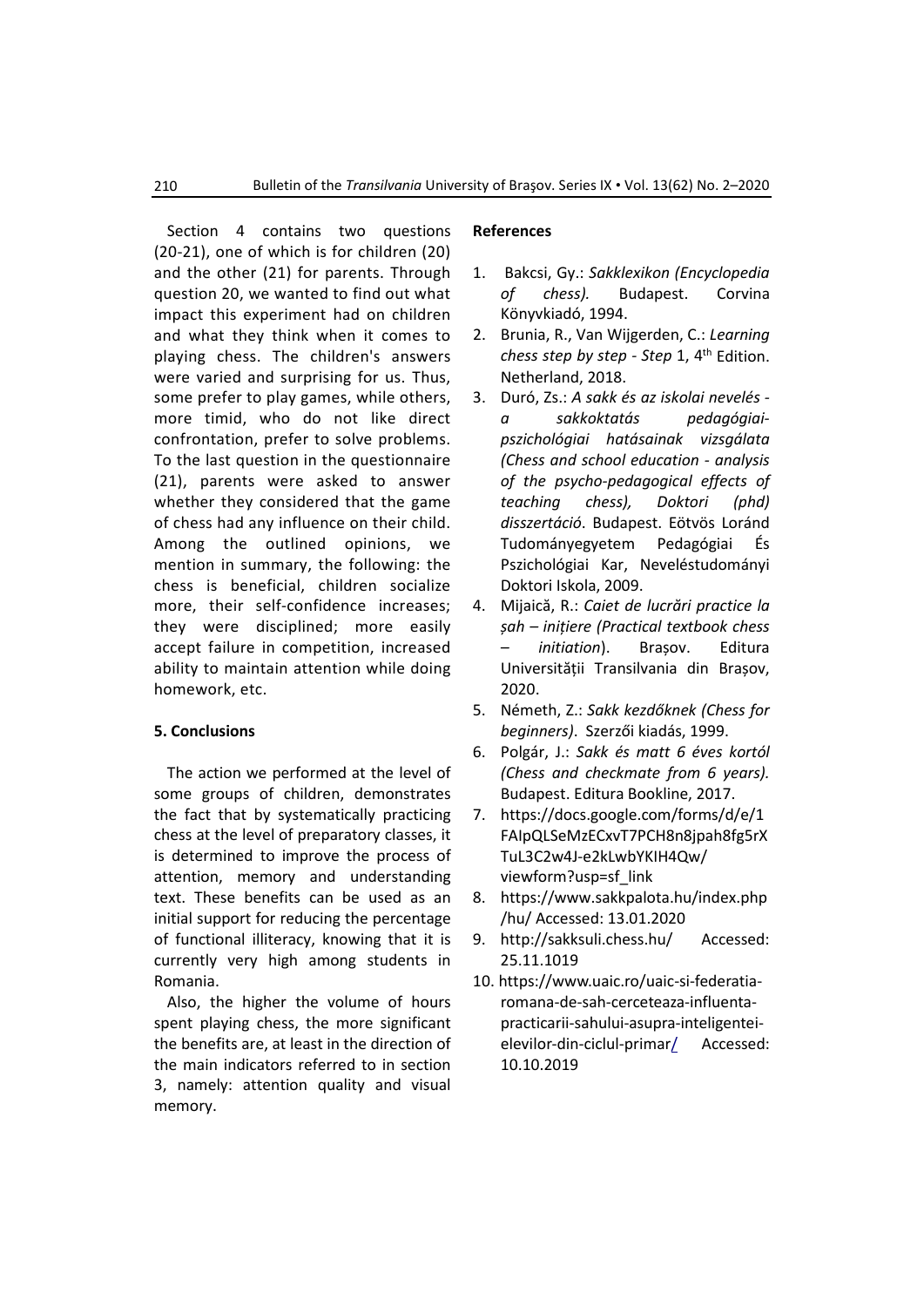Section 4 contains two questions (20-21), one of which is for children (20) and the other (21) for parents. Through question 20, we wanted to find out what impact this experiment had on children and what they think when it comes to playing chess. The children's answers were varied and surprising for us. Thus, some prefer to play games, while others, more timid, who do not like direct confrontation, prefer to solve problems. To the last question in the questionnaire (21), parents were asked to answer whether they considered that the game of chess had any influence on their child. Among the outlined opinions, we mention in summary, the following: the chess is beneficial, children socialize more, their self-confidence increases; they were disciplined; more easily accept failure in competition, increased ability to maintain attention while doing homework, etc.

## 5. Conclusions

The action we performed at the level of some groups of children, demonstrates the fact that by systematically practicing chess at the level of preparatory classes, it is determined to improve the process of attention, memory and understanding text. These benefits can be used as an initial support for reducing the percentage of functional illiteracy, knowing that it is currently very high among students in Romania.

Also, the higher the volume of hours spent playing chess, the more significant the benefits are, at least in the direction of the main indicators referred to in section 3, namely: attention quality and visual memory.

## References

1. Bakcsi, Gy.: *Sakklexikon (Encyclopedia of chess).* Budapest. Corvina Könyvkiadó, 1994.
2. Brunia, R., Van Wijgerden, C.: *Learning chess step by step - Step* 1, 4th Edition. Netherland, 2018.
3. Duró, Zs.: *A sakk és az iskolai nevelés - a sakkoktatás pedagógiai-pszichológiai hatásainak vizsgálata (Chess and school education - analysis of the psycho-pedagogical effects of teaching chess), Doktori (phd) disszertáció*. Budapest. Eötvös Loránd Tudományegyetem Pedagógiai És Pszichológiai Kar, Neveléstudományi Doktori Iskola, 2009.
4. Mijaică, R.: *Caiet de lucrări practice la șah – inițiere (Practical textbook chess – initiation*). Brașov. Editura Universității Transilvania din Brașov, 2020.
5. Németh, Z.: *Sakk kezdőknek (Chess for beginners)*. Szerzői kiadás, 1999.
6. Polgár, J.: *Sakk és matt 6 éves kortól (Chess and checkmate from 6 years).* Budapest. Editura Bookline, 2017.
7. https://docs.google.com/forms/d/e/1FAIpQLSeMzECxvT7PCH8n8jpah8fg5rXTuL3C2w4J-e2kLwbYKIH4Qw/viewform?usp=sf_link
8. https://www.sakkpalota.hu/index.php/hu/ Accessed: 13.01.2020
9. http://sakksuli.chess.hu/ Accessed: 25.11.1019
10. https://www.uaic.ro/uaic-si-federatia-romana-de-sah-cerceteaza-influenta-practicarii-sahului-asupra-inteligentei-elevilor-din-ciclul-primar/ Accessed: 10.10.2019